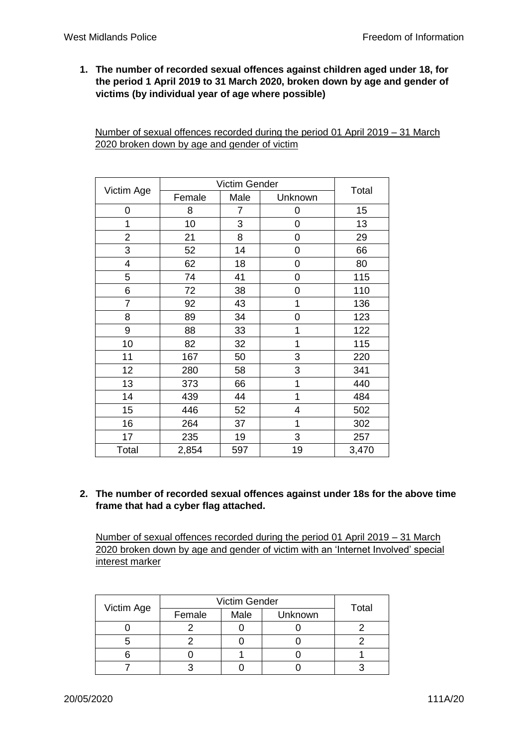1. **The number of recorded sexual offences against children aged under 18, for the period 1 April 2019 to 31 March 2020, broken down by age and gender of victims (by individual year of age where possible)**

Number of sexual offences recorded during the period 01 April 2019 – 31 March 2020 broken down by age and gender of victim

| Victim Age | Victim Gender | | | Total |
|---|---|---|---|---|
| | Female | Male | Unknown | |
| 0 | 8 | 7 | 0 | 15 |
| 1 | 10 | 3 | 0 | 13 |
| 2 | 21 | 8 | 0 | 29 |
| 3 | 52 | 14 | 0 | 66 |
| 4 | 62 | 18 | 0 | 80 |
| 5 | 74 | 41 | 0 | 115 |
| 6 | 72 | 38 | 0 | 110 |
| 7 | 92 | 43 | 1 | 136 |
| 8 | 89 | 34 | 0 | 123 |
| 9 | 88 | 33 | 1 | 122 |
| 10 | 82 | 32 | 1 | 115 |
| 11 | 167 | 50 | 3 | 220 |
| 12 | 280 | 58 | 3 | 341 |
| 13 | 373 | 66 | 1 | 440 |
| 14 | 439 | 44 | 1 | 484 |
| 15 | 446 | 52 | 4 | 502 |
| 16 | 264 | 37 | 1 | 302 |
| 17 | 235 | 19 | 3 | 257 |
| Total | 2,854 | 597 | 19 | 3,470 |

2. **The number of recorded sexual offences against under 18s for the above time frame that had a cyber flag attached.**

Number of sexual offences recorded during the period 01 April 2019 – 31 March 2020 broken down by age and gender of victim with an 'Internet Involved' special interest marker

| Victim Age | Victim Gender | | | Total |
|---|---|---|---|---|
| | Female | Male | Unknown | |
| 0 | 2 | 0 | 0 | 2 |
| 5 | 2 | 0 | 0 | 2 |
| 6 | 0 | 1 | 0 | 1 |
| 7 | 3 | 0 | 0 | 3 |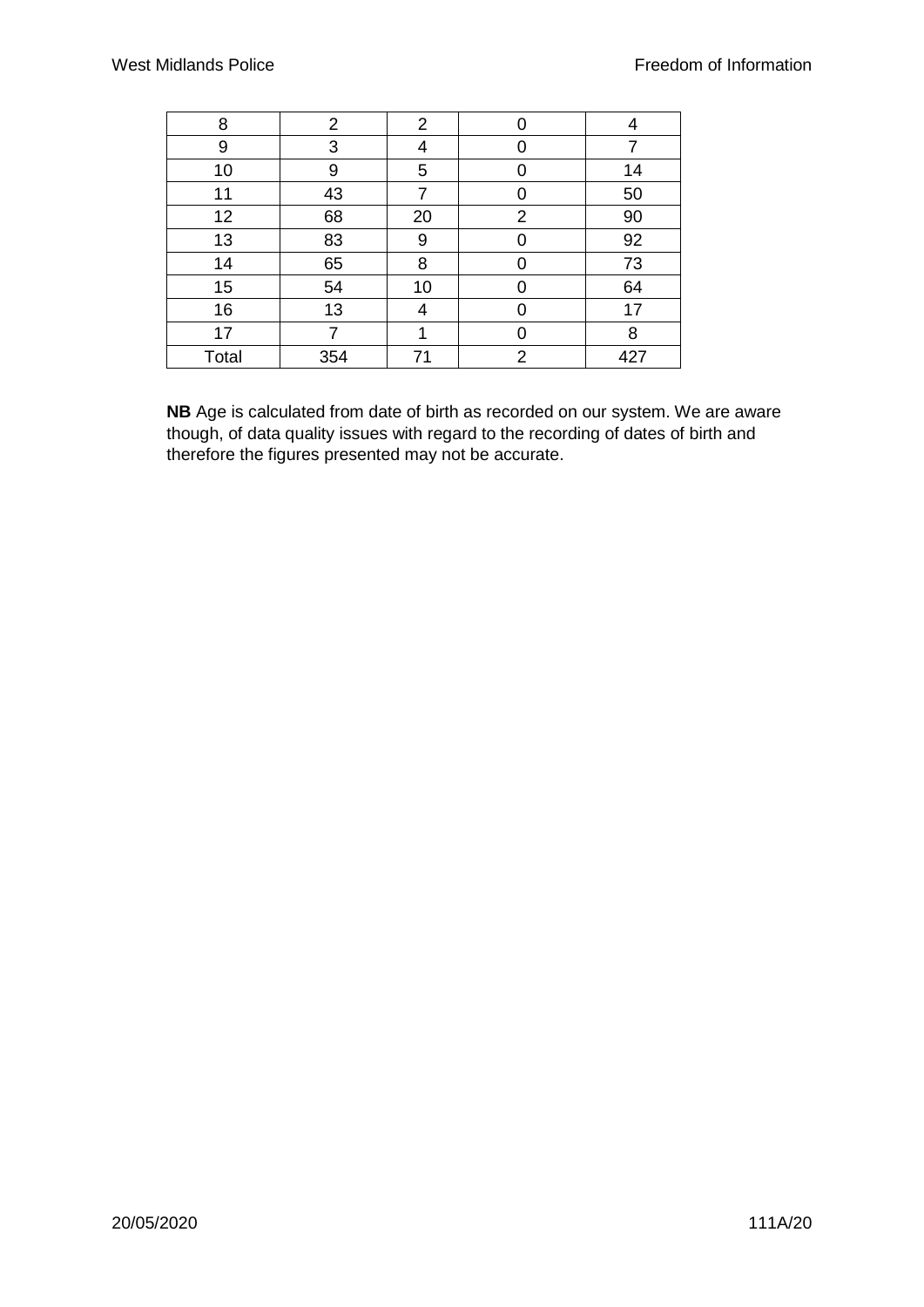| | | | | |
|---|---|---|---|---|
| 8 | 2 | 2 | 0 | 4 |
| 9 | 3 | 4 | 0 | 7 |
| 10 | 9 | 5 | 0 | 14 |
| 11 | 43 | 7 | 0 | 50 |
| 12 | 68 | 20 | 2 | 90 |
| 13 | 83 | 9 | 0 | 92 |
| 14 | 65 | 8 | 0 | 73 |
| 15 | 54 | 10 | 0 | 64 |
| 16 | 13 | 4 | 0 | 17 |
| 17 | 7 | 1 | 0 | 8 |
| Total | 354 | 71 | 2 | 427 |

**NB** Age is calculated from date of birth as recorded on our system. We are aware though, of data quality issues with regard to the recording of dates of birth and therefore the figures presented may not be accurate.